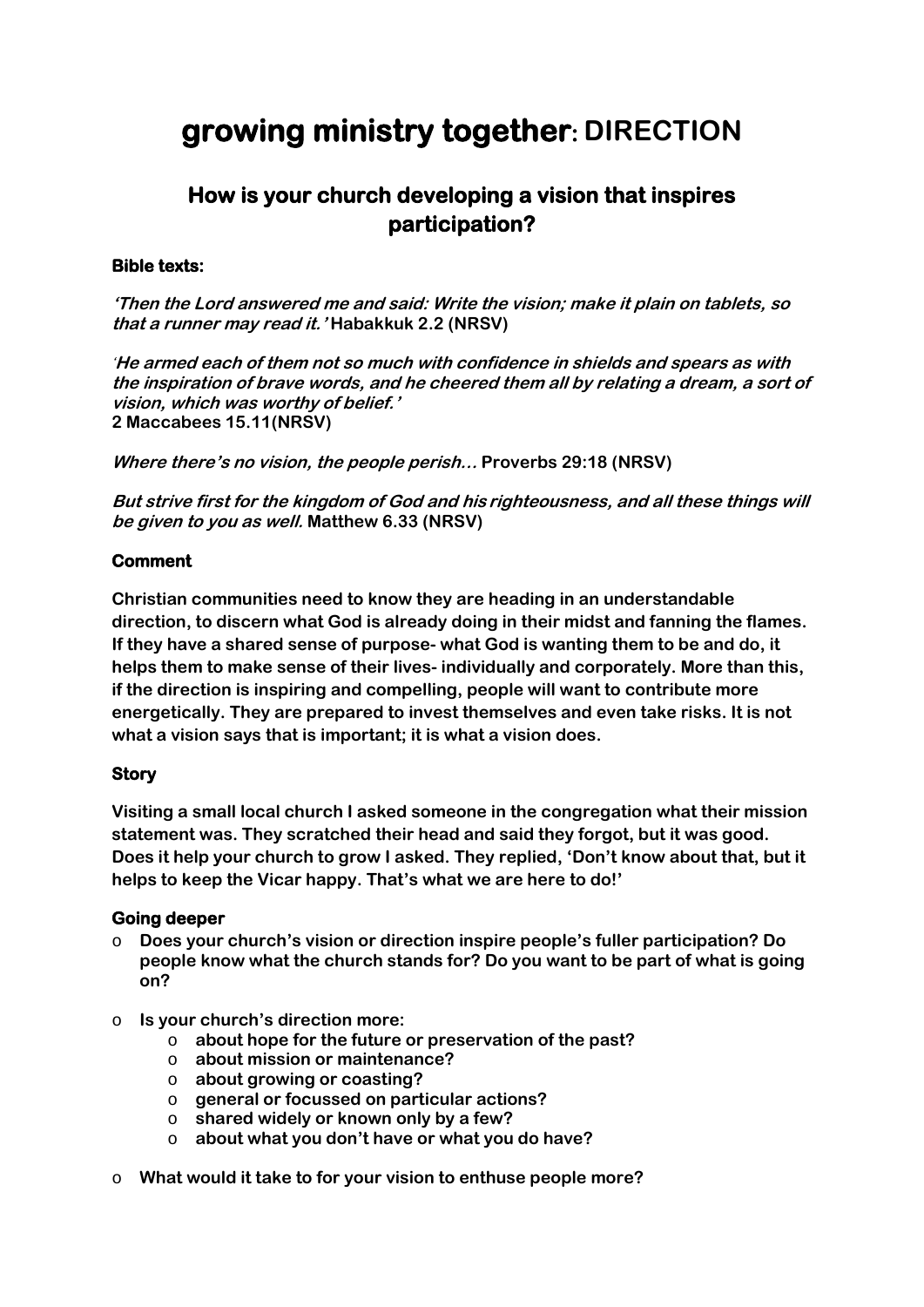# **growing ministry together**: DIRECTION

## How is your church developing a vision that inspires participation?

**Bible texts:**

***'Then the Lord answered me and said: Write the vision; make it plain on tablets, so that a runner may read it.'* Habakkuk 2.2 (NRSV)**

***'He armed each of them not so much with confidence in shields and spears as with the inspiration of brave words, and he cheered them all by relating a dream, a sort of vision, which was worthy of belief.'***
**2 Maccabees 15.11(NRSV)**

***Where there's no vision, the people perish…* Proverbs 29:18 (NRSV)**

***But strive first for the kingdom of God and his righteousness, and all these things will be given to you as well.* Matthew 6.33 (NRSV)**

### Comment

**Christian communities need to know they are heading in an understandable direction, to discern what God is already doing in their midst and fanning the flames. If they have a shared sense of purpose- what God is wanting them to be and do, it helps them to make sense of their lives- individually and corporately. More than this, if the direction is inspiring and compelling, people will want to contribute more energetically. They are prepared to invest themselves and even take risks. It is not what a vision says that is important; it is what a vision does.**

### Story

**Visiting a small local church I asked someone in the congregation what their mission statement was. They scratched their head and said they forgot, but it was good. Does it help your church to grow I asked. They replied, 'Don't know about that, but it helps to keep the Vicar happy. That's what we are here to do!'**

### Going deeper

- **Does your church's vision or direction inspire people's fuller participation? Do people know what the church stands for? Do you want to be part of what is going on?**
- **Is your church's direction more:**
  - **about hope for the future or preservation of the past?**
  - **about mission or maintenance?**
  - **about growing or coasting?**
  - **general or focussed on particular actions?**
  - **shared widely or known only by a few?**
  - **about what you don't have or what you do have?**
- **What would it take to for your vision to enthuse people more?**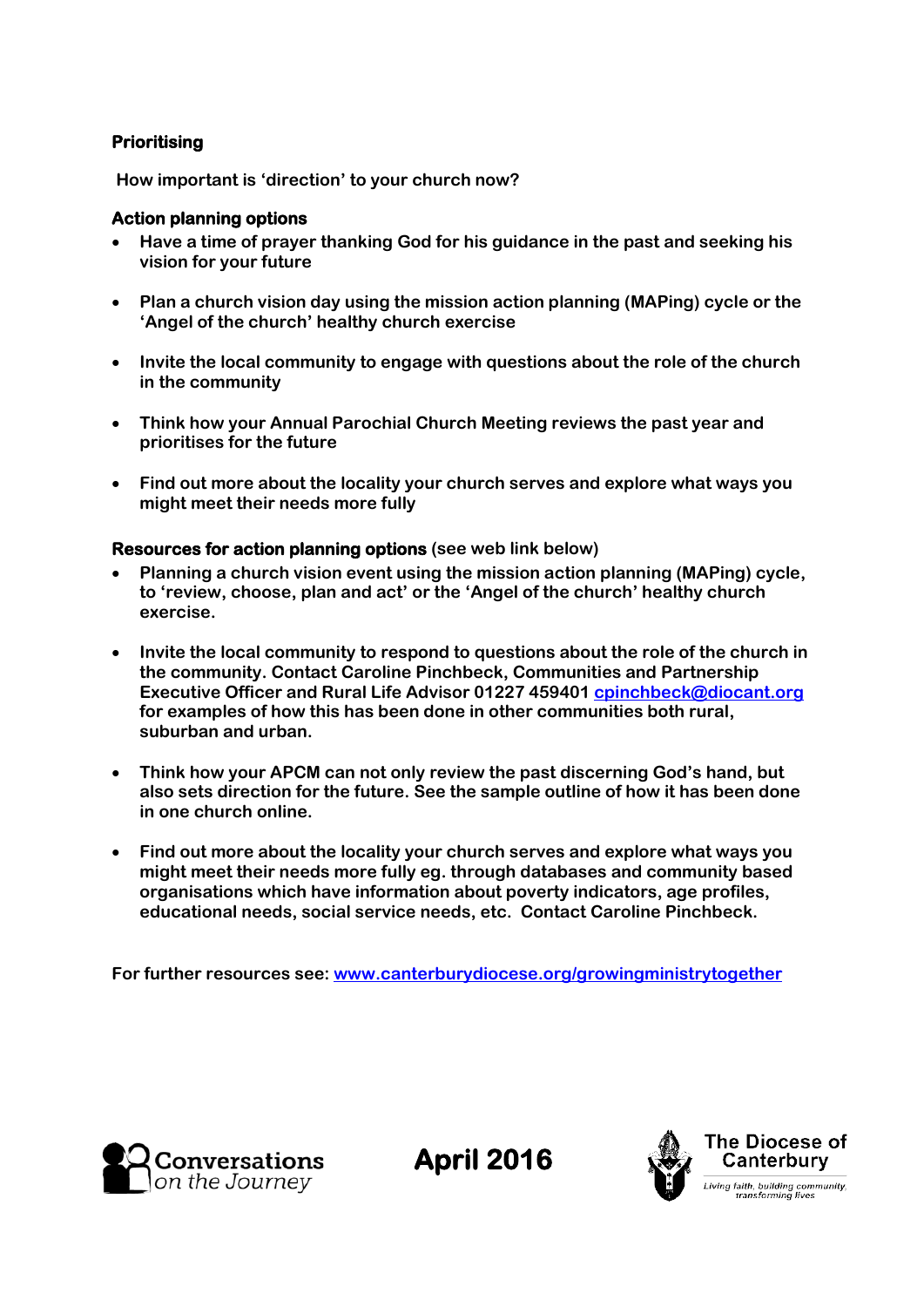**Prioritising**

**How important is 'direction' to your church now?**

**Action planning options**

- **Have a time of prayer thanking God for his guidance in the past and seeking his vision for your future**
- **Plan a church vision day using the mission action planning (MAPing) cycle or the 'Angel of the church' healthy church exercise**
- **Invite the local community to engage with questions about the role of the church in the community**
- **Think how your Annual Parochial Church Meeting reviews the past year and prioritises for the future**
- **Find out more about the locality your church serves and explore what ways you might meet their needs more fully**

**Resources for action planning options** (see web link below)

- **Planning a church vision event using the mission action planning (MAPing) cycle, to 'review, choose, plan and act' or the 'Angel of the church' healthy church exercise.**
- **Invite the local community to respond to questions about the role of the church in the community. Contact Caroline Pinchbeck, Communities and Partnership Executive Officer and Rural Life Advisor 01227 459401 [cpinchbeck@diocant.org](mailto:cpinchbeck@diocant.org) for examples of how this has been done in other communities both rural, suburban and urban.**
- **Think how your APCM can not only review the past discerning God's hand, but also sets direction for the future. See the sample outline of how it has been done in one church online.**
- **Find out more about the locality your church serves and explore what ways you might meet their needs more fully eg. through databases and community based organisations which have information about poverty indicators, age profiles, educational needs, social service needs, etc. Contact Caroline Pinchbeck.**

**For further resources see: [www.canterburydiocese.org/growingministrytogether](http://www.canterburydiocese.org/growingministrytogether)**

Conversations *on the Journey*

**April 2016**

The Diocese of Canterbury

*Living faith, building community, transforming lives*